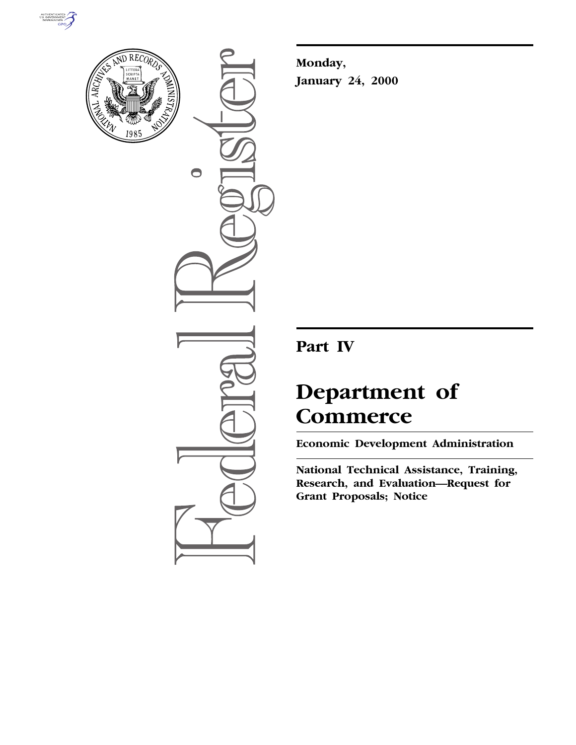**Monday,**

**January 24, 2000**

## Part IV

# Department of Commerce

**Economic Development Administration**

**National Technical Assistance, Training, Research, and Evaluation—Request for Grant Proposals; Notice**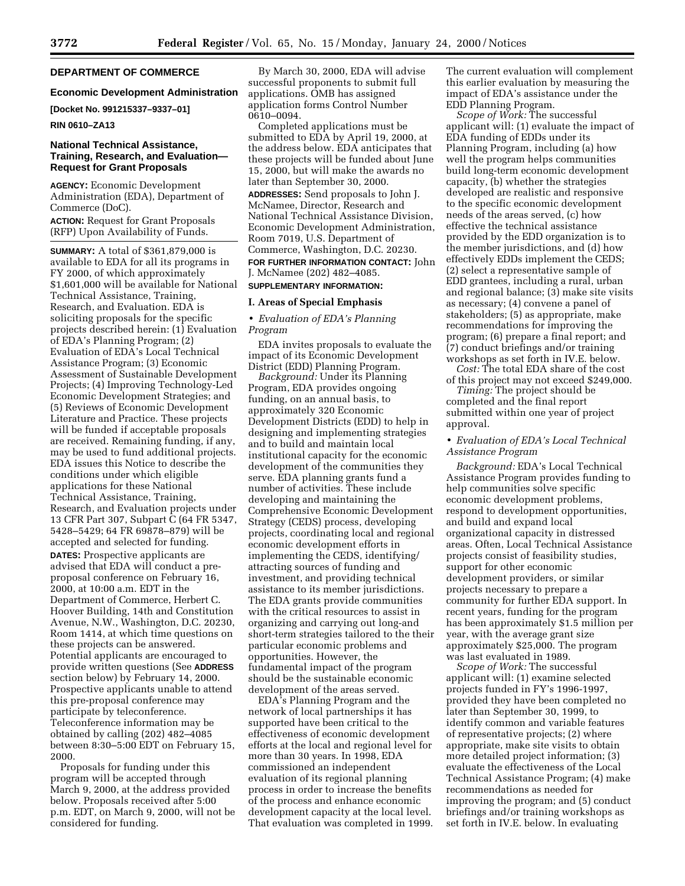## DEPARTMENT OF COMMERCE

### Economic Development Administration

**[Docket No. 991215337–9337–01]**

**RIN 0610–ZA13**

### National Technical Assistance, Training, Research, and Evaluation—Request for Grant Proposals

**AGENCY:** Economic Development Administration (EDA), Department of Commerce (DoC).

**ACTION:** Request for Grant Proposals (RFP) Upon Availability of Funds.

**SUMMARY:** A total of $361,879,000 is available to EDA for all its programs in FY 2000, of which approximately $1,601,000 will be available for National Technical Assistance, Training, Research, and Evaluation. EDA is soliciting proposals for the specific projects described herein: (1) Evaluation of EDA's Planning Program; (2) Evaluation of EDA's Local Technical Assistance Program; (3) Economic Assessment of Sustainable Development Projects; (4) Improving Technology-Led Economic Development Strategies; and (5) Reviews of Economic Development Literature and Practice. These projects will be funded if acceptable proposals are received. Remaining funding, if any, may be used to fund additional projects. EDA issues this Notice to describe the conditions under which eligible applications for these National Technical Assistance, Training, Research, and Evaluation projects under 13 CFR Part 307, Subpart C (64 FR 5347, 5428–5429; 64 FR 69878–879) will be accepted and selected for funding.

**DATES:** Prospective applicants are advised that EDA will conduct a pre-proposal conference on February 16, 2000, at 10:00 a.m. EDT in the Department of Commerce, Herbert C. Hoover Building, 14th and Constitution Avenue, N.W., Washington, D.C. 20230, Room 1414, at which time questions on these projects can be answered. Potential applicants are encouraged to provide written questions (See **ADDRESS** section below) by February 14, 2000. Prospective applicants unable to attend this pre-proposal conference may participate by teleconference. Teleconference information may be obtained by calling (202) 482–4085 between 8:30–5:00 EDT on February 15, 2000.

Proposals for funding under this program will be accepted through March 9, 2000, at the address provided below. Proposals received after 5:00 p.m. EDT, on March 9, 2000, will not be considered for funding.

By March 30, 2000, EDA will advise successful proponents to submit full applications. OMB has assigned application forms Control Number 0610–0094.

Completed applications must be submitted to EDA by April 19, 2000, at the address below. EDA anticipates that these projects will be funded about June 15, 2000, but will make the awards no later than September 30, 2000.

**ADDRESSES:** Send proposals to John J. McNamee, Director, Research and National Technical Assistance Division, Economic Development Administration, Room 7019, U.S. Department of Commerce, Washington, D.C. 20230.

**FOR FURTHER INFORMATION CONTACT:** John J. McNamee (202) 482–4085.

**SUPPLEMENTARY INFORMATION:**

**I. Areas of Special Emphasis**

• *Evaluation of EDA's Planning Program*

EDA invites proposals to evaluate the impact of its Economic Development District (EDD) Planning Program.

*Background:* Under its Planning Program, EDA provides ongoing funding, on an annual basis, to approximately 320 Economic Development Districts (EDD) to help in designing and implementing strategies and to build and maintain local institutional capacity for the economic development of the communities they serve. EDA planning grants fund a number of activities. These include developing and maintaining the Comprehensive Economic Development Strategy (CEDS) process, developing projects, coordinating local and regional economic development efforts in implementing the CEDS, identifying/attracting sources of funding and investment, and providing technical assistance to its member jurisdictions. The EDA grants provide communities with the critical resources to assist in organizing and carrying out long-and short-term strategies tailored to the their particular economic problems and opportunities. However, the fundamental impact of the program should be the sustainable economic development of the areas served.

EDA's Planning Program and the network of local partnerships it has supported have been critical to the effectiveness of economic development efforts at the local and regional level for more than 30 years. In 1998, EDA commissioned an independent evaluation of its regional planning process in order to increase the benefits of the process and enhance economic development capacity at the local level. That evaluation was completed in 1999. The current evaluation will complement this earlier evaluation by measuring the impact of EDA's assistance under the EDD Planning Program.

*Scope of Work:* The successful applicant will: (1) evaluate the impact of EDA funding of EDDs under its Planning Program, including (a) how well the program helps communities build long-term economic development capacity, (b) whether the strategies developed are realistic and responsive to the specific economic development needs of the areas served, (c) how effective the technical assistance provided by the EDD organization is to the member jurisdictions, and (d) how effectively EDDs implement the CEDS; (2) select a representative sample of EDD grantees, including a rural, urban and regional balance; (3) make site visits as necessary; (4) convene a panel of stakeholders; (5) as appropriate, make recommendations for improving the program; (6) prepare a final report; and (7) conduct briefings and/or training workshops as set forth in IV.E. below.

*Cost:* The total EDA share of the cost of this project may not exceed $249,000.

*Timing:* The project should be completed and the final report submitted within one year of project approval.

• *Evaluation of EDA's Local Technical Assistance Program*

*Background:* EDA's Local Technical Assistance Program provides funding to help communities solve specific economic development problems, respond to development opportunities, and build and expand local organizational capacity in distressed areas. Often, Local Technical Assistance projects consist of feasibility studies, support for other economic development providers, or similar projects necessary to prepare a community for further EDA support. In recent years, funding for the program has been approximately $1.5 million per year, with the average grant size approximately $25,000. The program was last evaluated in 1989.

*Scope of Work:* The successful applicant will: (1) examine selected projects funded in FY's 1996-1997, provided they have been completed no later than September 30, 1999, to identify common and variable features of representative projects; (2) where appropriate, make site visits to obtain more detailed project information; (3) evaluate the effectiveness of the Local Technical Assistance Program; (4) make recommendations as needed for improving the program; and (5) conduct briefings and/or training workshops as set forth in IV.E. below. In evaluating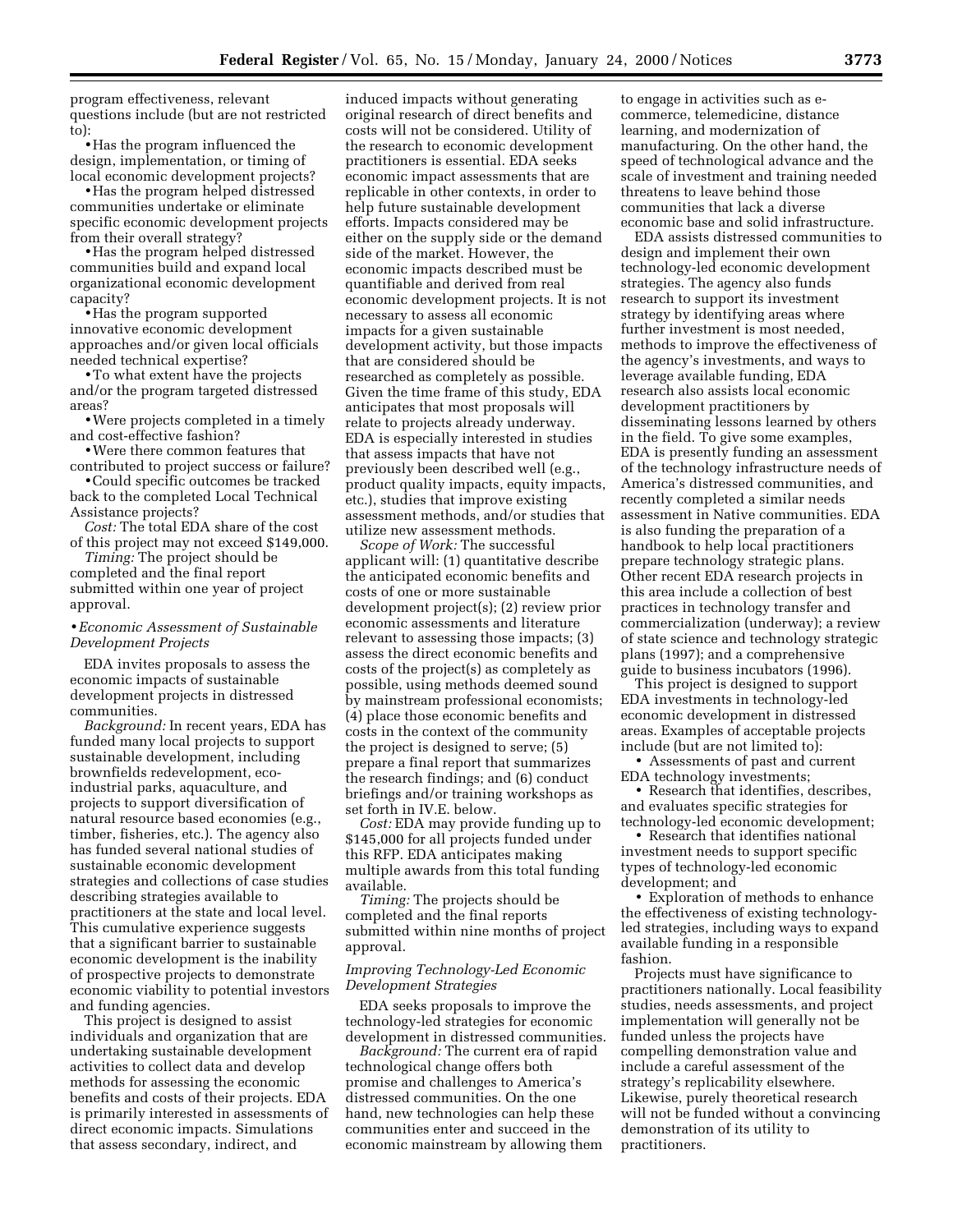program effectiveness, relevant questions include (but are not restricted to):

- Has the program influenced the design, implementation, or timing of local economic development projects?
- Has the program helped distressed communities undertake or eliminate specific economic development projects from their overall strategy?
- Has the program helped distressed communities build and expand local organizational economic development capacity?
- Has the program supported innovative economic development approaches and/or given local officials needed technical expertise?
- To what extent have the projects and/or the program targeted distressed areas?
- Were projects completed in a timely and cost-effective fashion?
- Were there common features that contributed to project success or failure?
- Could specific outcomes be tracked back to the completed Local Technical Assistance projects?

*Cost:* The total EDA share of the cost of this project may not exceed $149,000.

*Timing:* The project should be completed and the final report submitted within one year of project approval.

### • *Economic Assessment of Sustainable Development Projects*

EDA invites proposals to assess the economic impacts of sustainable development projects in distressed communities.

*Background:* In recent years, EDA has funded many local projects to support sustainable development, including brownfields redevelopment, eco-industrial parks, aquaculture, and projects to support diversification of natural resource based economies (e.g., timber, fisheries, etc.). The agency also has funded several national studies of sustainable economic development strategies and collections of case studies describing strategies available to practitioners at the state and local level. This cumulative experience suggests that a significant barrier to sustainable economic development is the inability of prospective projects to demonstrate economic viability to potential investors and funding agencies.

This project is designed to assist individuals and organization that are undertaking sustainable development activities to collect data and develop methods for assessing the economic benefits and costs of their projects. EDA is primarily interested in assessments of direct economic impacts. Simulations that assess secondary, indirect, and induced impacts without generating original research of direct benefits and costs will not be considered. Utility of the research to economic development practitioners is essential. EDA seeks economic impact assessments that are replicable in other contexts, in order to help future sustainable development efforts. Impacts considered may be either on the supply side or the demand side of the market. However, the economic impacts described must be quantifiable and derived from real economic development projects. It is not necessary to assess all economic impacts for a given sustainable development activity, but those impacts that are considered should be researched as completely as possible. Given the time frame of this study, EDA anticipates that most proposals will relate to projects already underway. EDA is especially interested in studies that assess impacts that have not previously been described well (e.g., product quality impacts, equity impacts, etc.), studies that improve existing assessment methods, and/or studies that utilize new assessment methods.

*Scope of Work:* The successful applicant will: (1) quantitative describe the anticipated economic benefits and costs of one or more sustainable development project(s); (2) review prior economic assessments and literature relevant to assessing those impacts; (3) assess the direct economic benefits and costs of the project(s) as completely as possible, using methods deemed sound by mainstream professional economists; (4) place those economic benefits and costs in the context of the community the project is designed to serve; (5) prepare a final report that summarizes the research findings; and (6) conduct briefings and/or training workshops as set forth in IV.E. below.

*Cost:* EDA may provide funding up to $145,000 for all projects funded under this RFP. EDA anticipates making multiple awards from this total funding available.

*Timing:* The projects should be completed and the final reports submitted within nine months of project approval.

### *Improving Technology-Led Economic Development Strategies*

EDA seeks proposals to improve the technology-led strategies for economic development in distressed communities.

*Background:* The current era of rapid technological change offers both promise and challenges to America's distressed communities. On the one hand, new technologies can help these communities enter and succeed in the economic mainstream by allowing them to engage in activities such as e-commerce, telemedicine, distance learning, and modernization of manufacturing. On the other hand, the speed of technological advance and the scale of investment and training needed threatens to leave behind those communities that lack a diverse economic base and solid infrastructure.

EDA assists distressed communities to design and implement their own technology-led economic development strategies. The agency also funds research to support its investment strategy by identifying areas where further investment is most needed, methods to improve the effectiveness of the agency's investments, and ways to leverage available funding, EDA research also assists local economic development practitioners by disseminating lessons learned by others in the field. To give some examples, EDA is presently funding an assessment of the technology infrastructure needs of America's distressed communities, and recently completed a similar needs assessment in Native communities. EDA is also funding the preparation of a handbook to help local practitioners prepare technology strategic plans. Other recent EDA research projects in this area include a collection of best practices in technology transfer and commercialization (underway); a review of state science and technology strategic plans (1997); and a comprehensive guide to business incubators (1996).

This project is designed to support EDA investments in technology-led economic development in distressed areas. Examples of acceptable projects include (but are not limited to):

- Assessments of past and current EDA technology investments;
- Research that identifies, describes, and evaluates specific strategies for technology-led economic development;
- Research that identifies national investment needs to support specific types of technology-led economic development; and
- Exploration of methods to enhance the effectiveness of existing technology-led strategies, including ways to expand available funding in a responsible fashion.

Projects must have significance to practitioners nationally. Local feasibility studies, needs assessments, and project implementation will generally not be funded unless the projects have compelling demonstration value and include a careful assessment of the strategy's replicability elsewhere. Likewise, purely theoretical research will not be funded without a convincing demonstration of its utility to practitioners.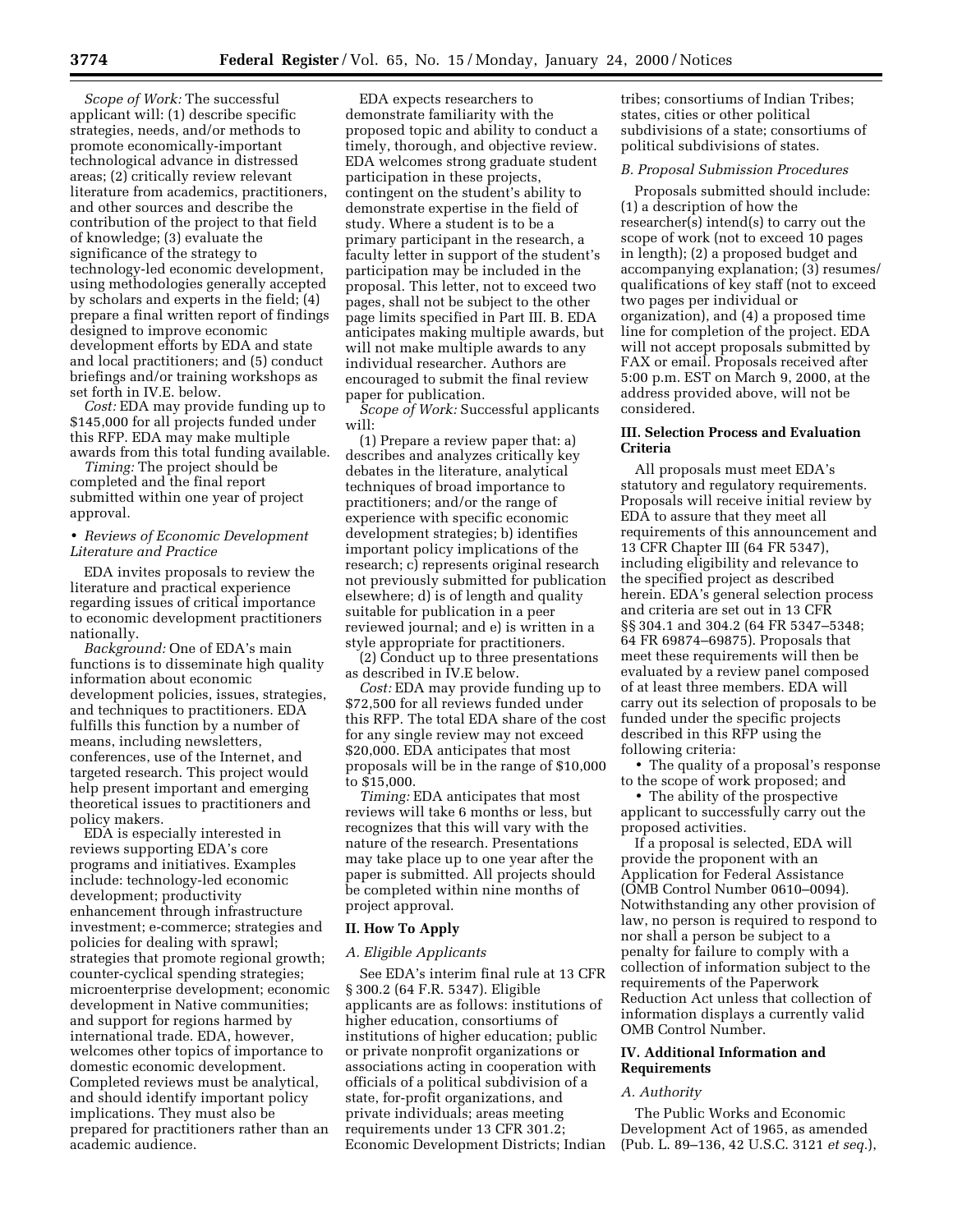*Scope of Work:* The successful applicant will: (1) describe specific strategies, needs, and/or methods to promote economically-important technological advance in distressed areas; (2) critically review relevant literature from academics, practitioners, and other sources and describe the contribution of the project to that field of knowledge; (3) evaluate the significance of the strategy to technology-led economic development, using methodologies generally accepted by scholars and experts in the field; (4) prepare a final written report of findings designed to improve economic development efforts by EDA and state and local practitioners; and (5) conduct briefings and/or training workshops as set forth in IV.E. below.

*Cost:* EDA may provide funding up to $145,000 for all projects funded under this RFP. EDA may make multiple awards from this total funding available.

*Timing:* The project should be completed and the final report submitted within one year of project approval.

• *Reviews of Economic Development Literature and Practice*

EDA invites proposals to review the literature and practical experience regarding issues of critical importance to economic development practitioners nationally.

*Background:* One of EDA's main functions is to disseminate high quality information about economic development policies, issues, strategies, and techniques to practitioners. EDA fulfills this function by a number of means, including newsletters, conferences, use of the Internet, and targeted research. This project would help present important and emerging theoretical issues to practitioners and policy makers.

EDA is especially interested in reviews supporting EDA's core programs and initiatives. Examples include: technology-led economic development; productivity enhancement through infrastructure investment; e-commerce; strategies and policies for dealing with sprawl; strategies that promote regional growth; counter-cyclical spending strategies; microenterprise development; economic development in Native communities; and support for regions harmed by international trade. EDA, however, welcomes other topics of importance to domestic economic development. Completed reviews must be analytical, and should identify important policy implications. They must also be prepared for practitioners rather than an academic audience.

EDA expects researchers to demonstrate familiarity with the proposed topic and ability to conduct a timely, thorough, and objective review. EDA welcomes strong graduate student participation in these projects, contingent on the student's ability to demonstrate expertise in the field of study. Where a student is to be a primary participant in the research, a faculty letter in support of the student's participation may be included in the proposal. This letter, not to exceed two pages, shall not be subject to the other page limits specified in Part III. B. EDA anticipates making multiple awards, but will not make multiple awards to any individual researcher. Authors are encouraged to submit the final review paper for publication.

*Scope of Work:* Successful applicants will:

(1) Prepare a review paper that: a) describes and analyzes critically key debates in the literature, analytical techniques of broad importance to practitioners; and/or the range of experience with specific economic development strategies; b) identifies important policy implications of the research; c) represents original research not previously submitted for publication elsewhere; d) is of length and quality suitable for publication in a peer reviewed journal; and e) is written in a style appropriate for practitioners.

(2) Conduct up to three presentations as described in IV.E below.

*Cost:* EDA may provide funding up to $72,500 for all reviews funded under this RFP. The total EDA share of the cost for any single review may not exceed $20,000. EDA anticipates that most proposals will be in the range of $10,000 to $15,000.

*Timing:* EDA anticipates that most reviews will take 6 months or less, but recognizes that this will vary with the nature of the research. Presentations may take place up to one year after the paper is submitted. All projects should be completed within nine months of project approval.

## II. How To Apply

### *A. Eligible Applicants*

See EDA's interim final rule at 13 CFR § 300.2 (64 F.R. 5347). Eligible applicants are as follows: institutions of higher education, consortiums of institutions of higher education; public or private nonprofit organizations or associations acting in cooperation with officials of a political subdivision of a state, for-profit organizations, and private individuals; areas meeting requirements under 13 CFR 301.2; Economic Development Districts; Indian tribes; consortiums of Indian Tribes; states, cities or other political subdivisions of a state; consortiums of political subdivisions of states.

### *B. Proposal Submission Procedures*

Proposals submitted should include: (1) a description of how the researcher(s) intend(s) to carry out the scope of work (not to exceed 10 pages in length); (2) a proposed budget and accompanying explanation; (3) resumes/qualifications of key staff (not to exceed two pages per individual or organization), and (4) a proposed time line for completion of the project. EDA will not accept proposals submitted by FAX or email. Proposals received after 5:00 p.m. EST on March 9, 2000, at the address provided above, will not be considered.

## III. Selection Process and Evaluation Criteria

All proposals must meet EDA's statutory and regulatory requirements. Proposals will receive initial review by EDA to assure that they meet all requirements of this announcement and 13 CFR Chapter III (64 FR 5347), including eligibility and relevance to the specified project as described herein. EDA's general selection process and criteria are set out in 13 CFR §§ 304.1 and 304.2 (64 FR 5347–5348; 64 FR 69874–69875). Proposals that meet these requirements will then be evaluated by a review panel composed of at least three members. EDA will carry out its selection of proposals to be funded under the specific projects described in this RFP using the following criteria:

• The quality of a proposal's response to the scope of work proposed; and

• The ability of the prospective applicant to successfully carry out the proposed activities.

If a proposal is selected, EDA will provide the proponent with an Application for Federal Assistance (OMB Control Number 0610–0094). Notwithstanding any other provision of law, no person is required to respond to nor shall a person be subject to a penalty for failure to comply with a collection of information subject to the requirements of the Paperwork Reduction Act unless that collection of information displays a currently valid OMB Control Number.

## IV. Additional Information and Requirements

### *A. Authority*

The Public Works and Economic Development Act of 1965, as amended (Pub. L. 89–136, 42 U.S.C. 3121 *et seq.*),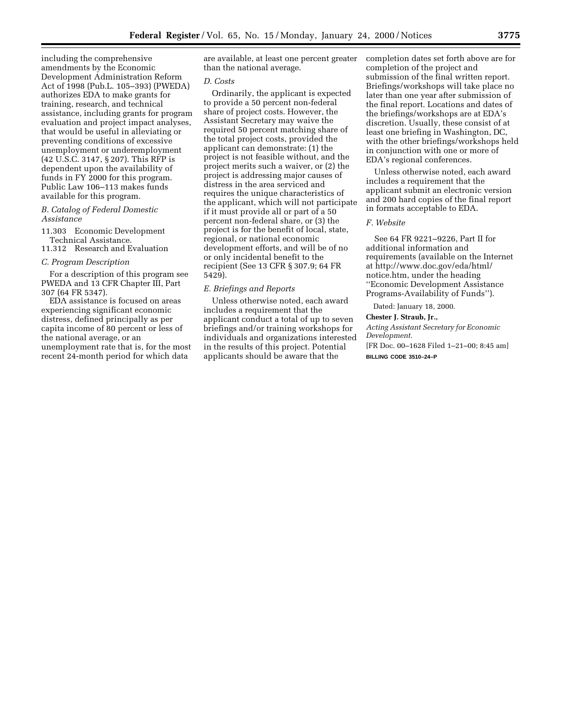including the comprehensive amendments by the Economic Development Administration Reform Act of 1998 (Pub.L. 105–393) (PWEDA) authorizes EDA to make grants for training, research, and technical assistance, including grants for program evaluation and project impact analyses, that would be useful in alleviating or preventing conditions of excessive unemployment or underemployment (42 U.S.C. 3147, § 207). This RFP is dependent upon the availability of funds in FY 2000 for this program. Public Law 106–113 makes funds available for this program.

*B. Catalog of Federal Domestic Assistance*

11.303 Economic Development Technical Assistance.
11.312 Research and Evaluation

*C. Program Description*

For a description of this program see PWEDA and 13 CFR Chapter III, Part 307 (64 FR 5347).

EDA assistance is focused on areas experiencing significant economic distress, defined principally as per capita income of 80 percent or less of the national average, or an unemployment rate that is, for the most recent 24-month period for which data are available, at least one percent greater than the national average.

*D. Costs*

Ordinarily, the applicant is expected to provide a 50 percent non-federal share of project costs. However, the Assistant Secretary may waive the required 50 percent matching share of the total project costs, provided the applicant can demonstrate: (1) the project is not feasible without, and the project merits such a waiver, or (2) the project is addressing major causes of distress in the area serviced and requires the unique characteristics of the applicant, which will not participate if it must provide all or part of a 50 percent non-federal share, or (3) the project is for the benefit of local, state, regional, or national economic development efforts, and will be of no or only incidental benefit to the recipient (See 13 CFR § 307.9; 64 FR 5429).

*E. Briefings and Reports*

Unless otherwise noted, each award includes a requirement that the applicant conduct a total of up to seven briefings and/or training workshops for individuals and organizations interested in the results of this project. Potential applicants should be aware that the completion dates set forth above are for completion of the project and submission of the final written report. Briefings/workshops will take place no later than one year after submission of the final report. Locations and dates of the briefings/workshops are at EDA's discretion. Usually, these consist of at least one briefing in Washington, DC, with the other briefings/workshops held in conjunction with one or more of EDA's regional conferences.

Unless otherwise noted, each award includes a requirement that the applicant submit an electronic version and 200 hard copies of the final report in formats acceptable to EDA.

*F. Website*

See 64 FR 9221–9226, Part II for additional information and requirements (available on the Internet at http://www.doc.gov/eda/html/notice.htm, under the heading ''Economic Development Assistance Programs-Availability of Funds'').

Dated: January 18, 2000.

**Chester J. Straub, Jr.,**

*Acting Assistant Secretary for Economic Development.*

[FR Doc. 00–1628 Filed 1–21–00; 8:45 am]

**BILLING CODE 3510–24–P**